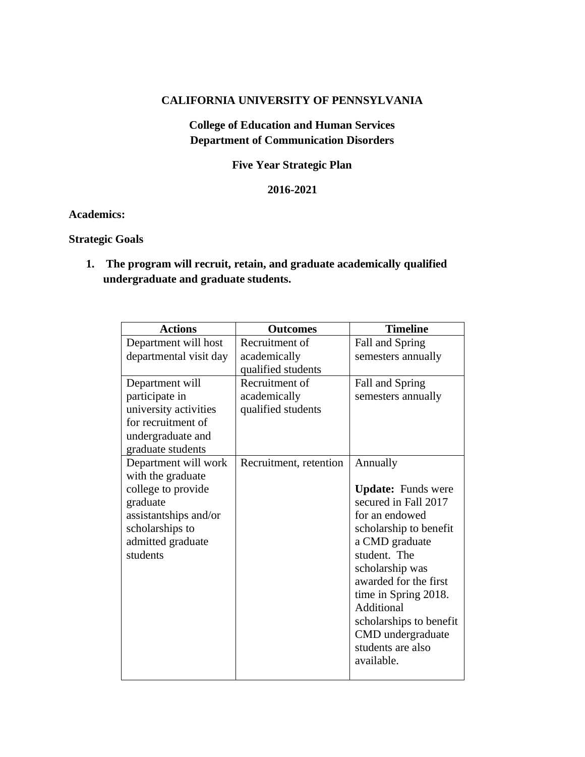# CALIFORNIA UNIVERSITY OF PENNSYLVANIA

## College of Education and Human Services
## Department of Communication Disorders

## Five Year Strategic Plan

## 2016-2021

**Academics:**

**Strategic Goals**

1. **The program will recruit, retain, and graduate academically qualified undergraduate and graduate students.**

| Actions | Outcomes | Timeline |
| --- | --- | --- |
| Department will host departmental visit day | Recruitment of academically qualified students | Fall and Spring semesters annually |
| Department will participate in university activities for recruitment of undergraduate and graduate students | Recruitment of academically qualified students | Fall and Spring semesters annually |
| Department will work with the graduate college to provide graduate assistantships and/or scholarships to admitted graduate students | Recruitment, retention | Annually<br><br>**Update:** Funds were secured in Fall 2017 for an endowed scholarship to benefit a CMD graduate student. The scholarship was awarded for the first time in Spring 2018. Additional scholarships to benefit CMD undergraduate students are also available. |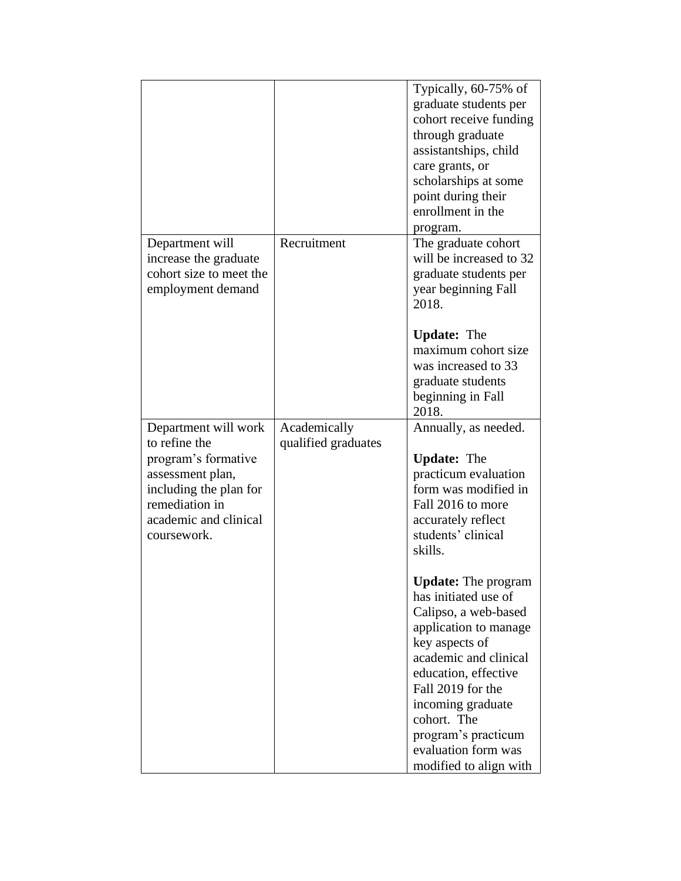| | | |
|---|---|---|
| | | Typically, 60-75% of graduate students per cohort receive funding through graduate assistantships, child care grants, or scholarships at some point during their enrollment in the program. |
| Department will increase the graduate cohort size to meet the employment demand | Recruitment | The graduate cohort will be increased to 32 graduate students per year beginning Fall 2018.<br><br>**Update:** The maximum cohort size was increased to 33 graduate students beginning in Fall 2018. |
| Department will work to refine the program's formative assessment plan, including the plan for remediation in academic and clinical coursework. | Academically qualified graduates | Annually, as needed.<br><br>**Update:** The practicum evaluation form was modified in Fall 2016 to more accurately reflect students' clinical skills.<br><br>**Update:** The program has initiated use of Calipso, a web-based application to manage key aspects of academic and clinical education, effective Fall 2019 for the incoming graduate cohort. The program's practicum evaluation form was modified to align with |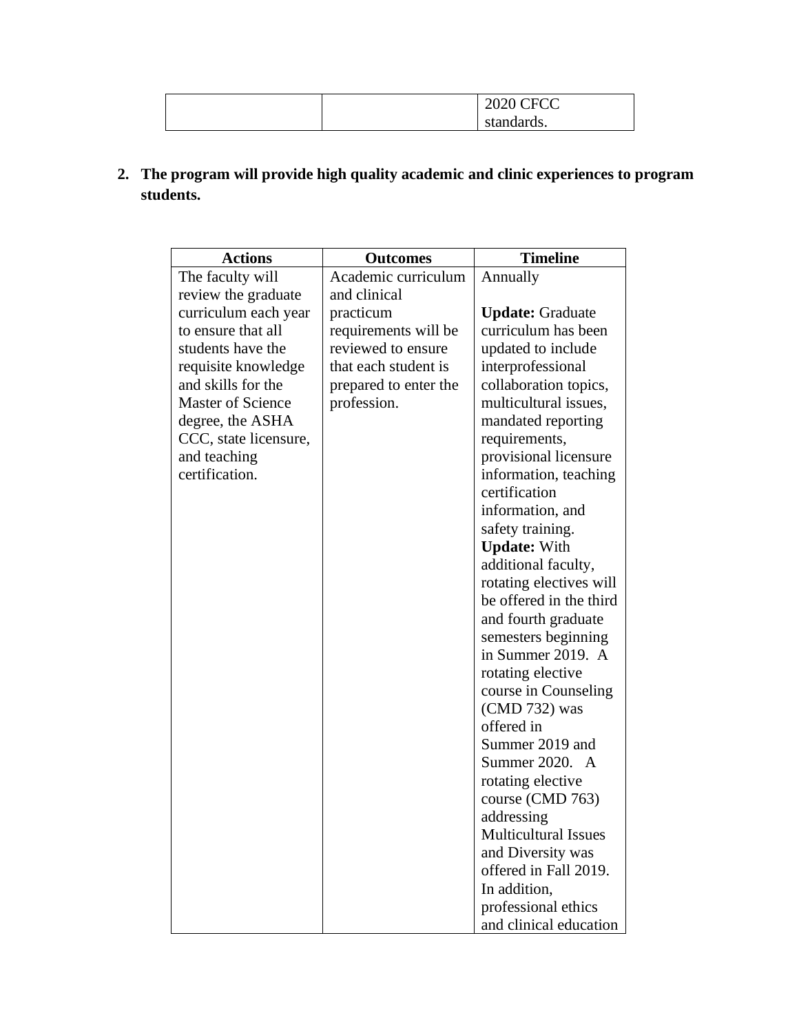| | | 2020 CFCC standards. |
|---|---|---|

2. **The program will provide high quality academic and clinic experiences to program students.**

| Actions | Outcomes | Timeline |
|---|---|---|
| The faculty will review the graduate curriculum each year to ensure that all students have the requisite knowledge and skills for the Master of Science degree, the ASHA CCC, state licensure, and teaching certification. | Academic curriculum and clinical practicum requirements will be reviewed to ensure that each student is prepared to enter the profession. | Annually<br><br>**Update:** Graduate curriculum has been updated to include interprofessional collaboration topics, multicultural issues, mandated reporting requirements, provisional licensure information, teaching certification information, and safety training.<br>**Update:** With additional faculty, rotating electives will be offered in the third and fourth graduate semesters beginning in Summer 2019. A rotating elective course in Counseling (CMD 732) was offered in Summer 2019 and Summer 2020. A rotating elective course (CMD 763) addressing Multicultural Issues and Diversity was offered in Fall 2019. In addition, professional ethics and clinical education |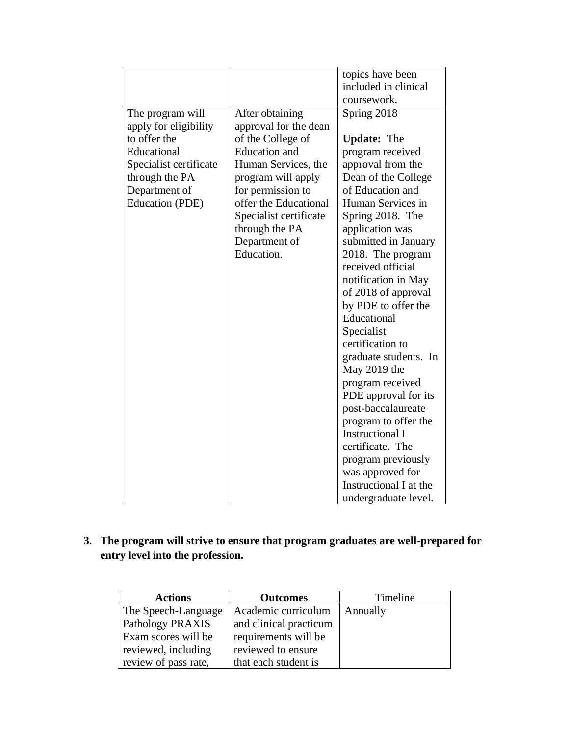| | | |
|---|---|---|
| | | topics have been included in clinical coursework. |
| The program will apply for eligibility to offer the Educational Specialist certificate through the PA Department of Education (PDE) | After obtaining approval for the dean of the College of Education and Human Services, the program will apply for permission to offer the Educational Specialist certificate through the PA Department of Education. | Spring 2018<br><br>**Update:** The program received approval from the Dean of the College of Education and Human Services in Spring 2018. The application was submitted in January 2018. The program received official notification in May of 2018 of approval by PDE to offer the Educational Specialist certification to graduate students. In May 2019 the program received PDE approval for its post-baccalaureate program to offer the Instructional I certificate. The program previously was approved for Instructional I at the undergraduate level. |

**3. The program will strive to ensure that program graduates are well-prepared for entry level into the profession.**

| **Actions** | **Outcomes** | Timeline |
|---|---|---|
| The Speech-Language Pathology PRAXIS Exam scores will be reviewed, including review of pass rate, | Academic curriculum and clinical practicum requirements will be reviewed to ensure that each student is | Annually |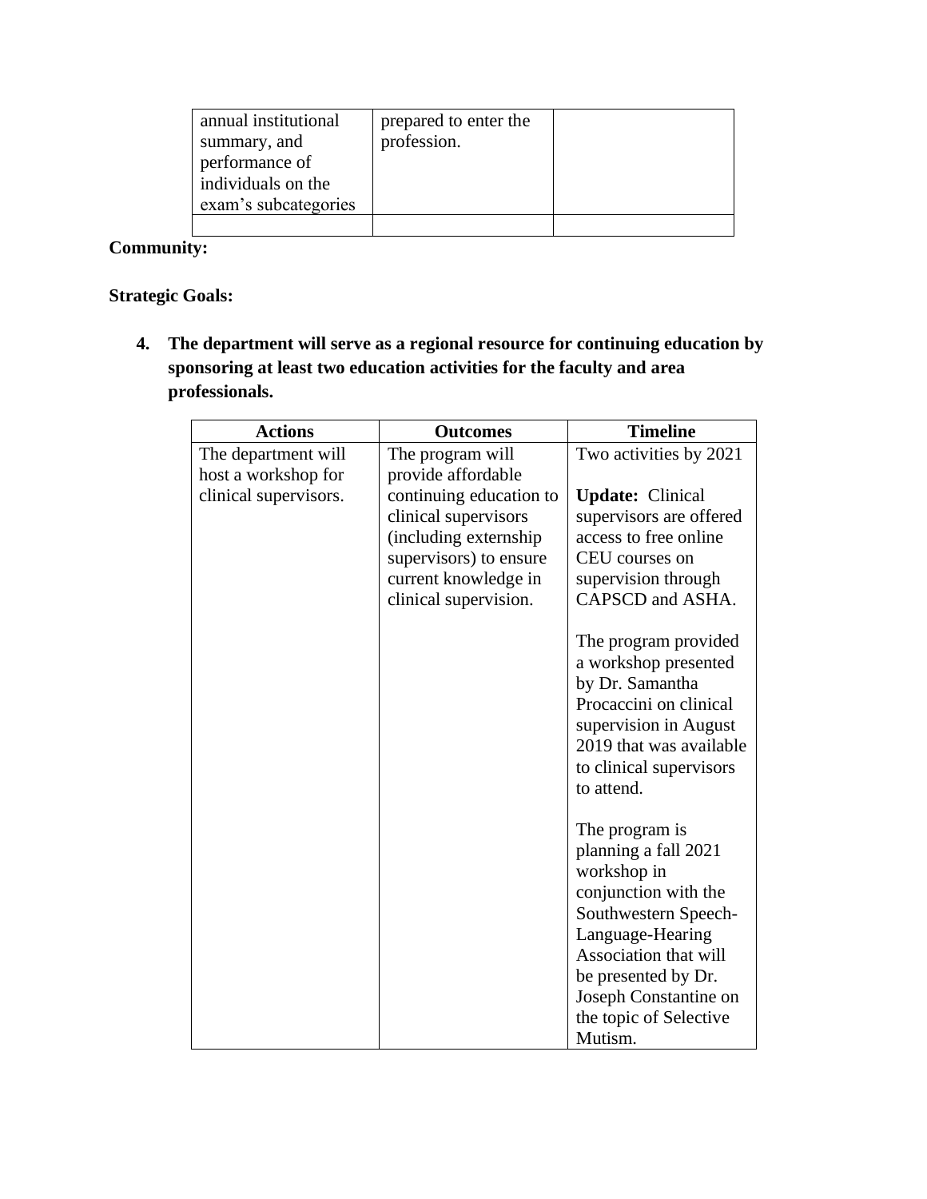| | | |
|---|---|---|
| annual institutional summary, and performance of individuals on the exam's subcategories | prepared to enter the profession. | |
| | | |

**Community:**

**Strategic Goals:**

4. **The department will serve as a regional resource for continuing education by sponsoring at least two education activities for the faculty and area professionals.**

| Actions | Outcomes | Timeline |
|---|---|---|
| The department will host a workshop for clinical supervisors. | The program will provide affordable continuing education to clinical supervisors (including externship supervisors) to ensure current knowledge in clinical supervision. | Two activities by 2021<br><br>**Update:** Clinical supervisors are offered access to free online CEU courses on supervision through CAPSCD and ASHA.<br><br>The program provided a workshop presented by Dr. Samantha Procaccini on clinical supervision in August 2019 that was available to clinical supervisors to attend.<br><br>The program is planning a fall 2021 workshop in conjunction with the Southwestern Speech-Language-Hearing Association that will be presented by Dr. Joseph Constantine on the topic of Selective Mutism. |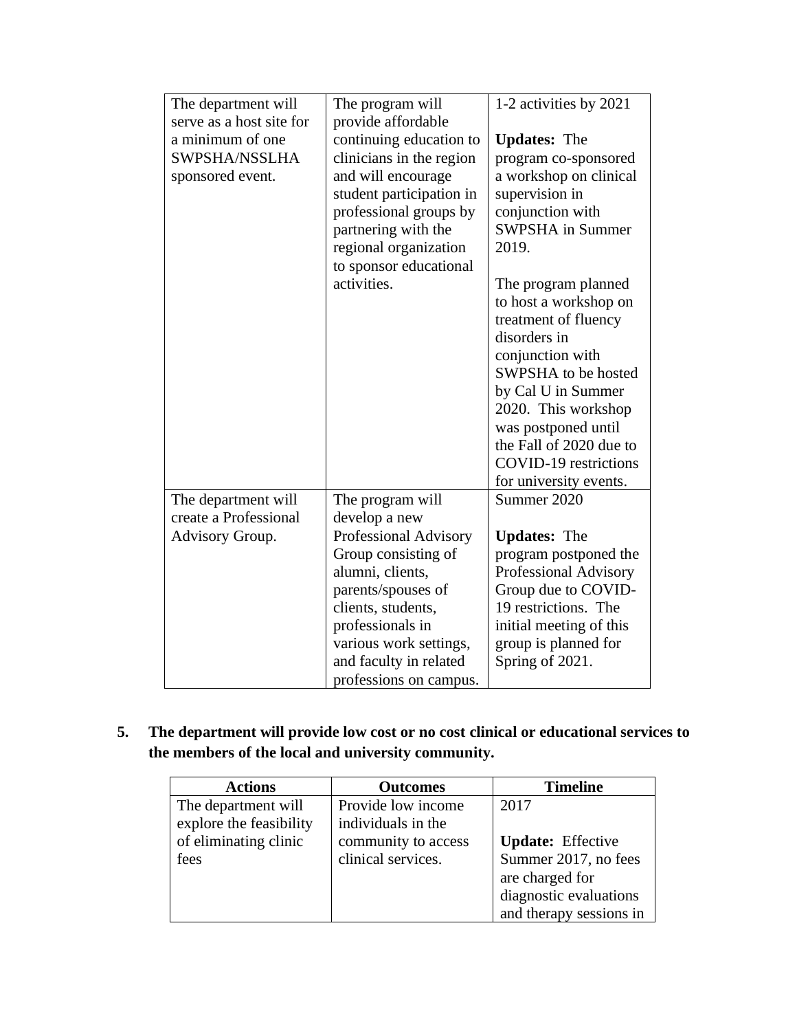| | | |
|---|---|---|
| The department will serve as a host site for a minimum of one SWPSHA/NSSLHA sponsored event. | The program will provide affordable continuing education to clinicians in the region and will encourage student participation in professional groups by partnering with the regional organization to sponsor educational activities. | 1-2 activities by 2021<br><br>**Updates:** The program co-sponsored a workshop on clinical supervision in conjunction with SWPSHA in Summer 2019.<br><br>The program planned to host a workshop on treatment of fluency disorders in conjunction with SWPSHA to be hosted by Cal U in Summer 2020. This workshop was postponed until the Fall of 2020 due to COVID-19 restrictions for university events. |
| The department will create a Professional Advisory Group. | The program will develop a new Professional Advisory Group consisting of alumni, clients, parents/spouses of clients, students, professionals in various work settings, and faculty in related professions on campus. | Summer 2020<br><br>**Updates:** The program postponed the Professional Advisory Group due to COVID-19 restrictions. The initial meeting of this group is planned for Spring of 2021. |

**5. The department will provide low cost or no cost clinical or educational services to the members of the local and university community.**

| Actions | Outcomes | Timeline |
|---|---|---|
| The department will explore the feasibility of eliminating clinic fees | Provide low income individuals in the community to access clinical services. | 2017<br><br>**Update:** Effective Summer 2017, no fees are charged for diagnostic evaluations and therapy sessions in |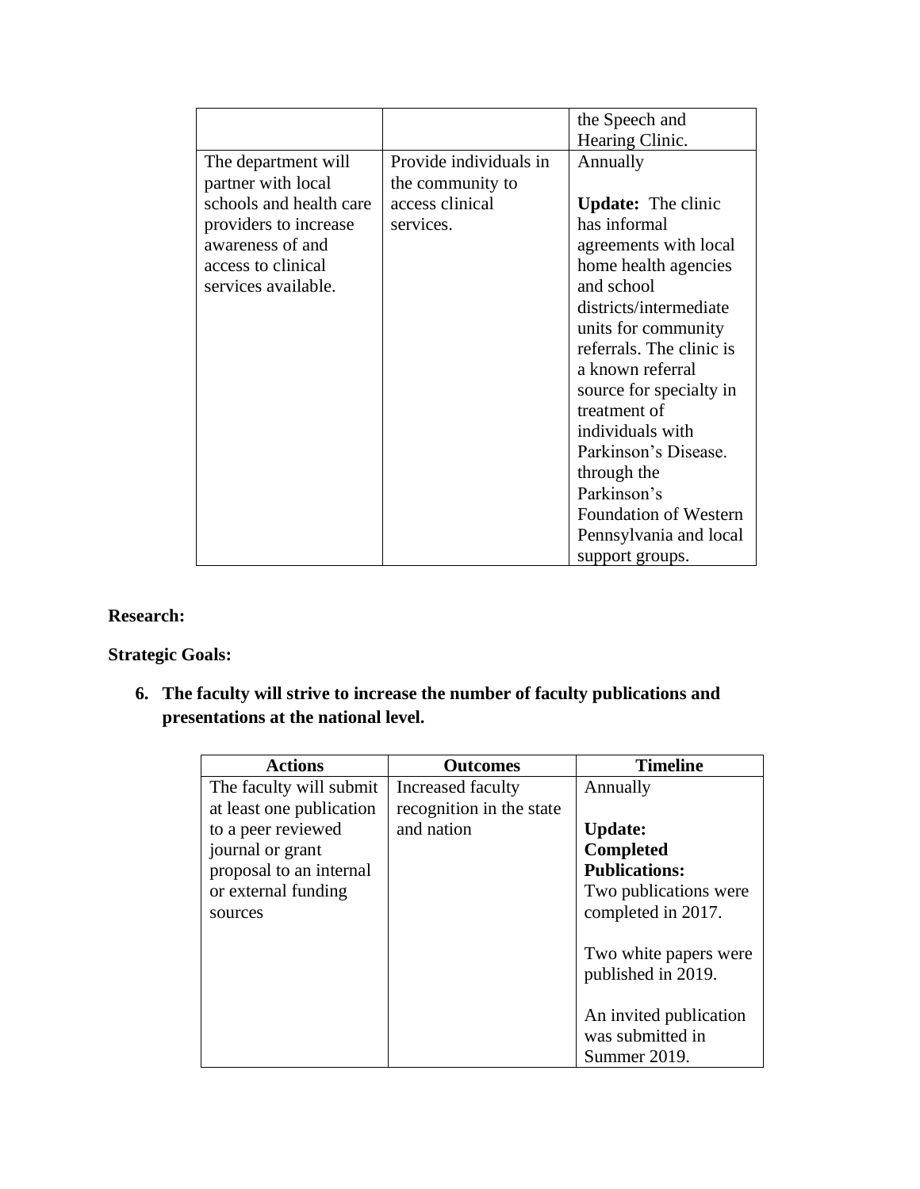| | | |
|---|---|---|
| | | the Speech and Hearing Clinic. |
| The department will partner with local schools and health care providers to increase awareness of and access to clinical services available. | Provide individuals in the community to access clinical services. | Annually<br><br>**Update:** The clinic has informal agreements with local home health agencies and school districts/intermediate units for community referrals. The clinic is a known referral source for specialty in treatment of individuals with Parkinson's Disease. through the Parkinson's Foundation of Western Pennsylvania and local support groups. |

**Research:**

**Strategic Goals:**

6. **The faculty will strive to increase the number of faculty publications and presentations at the national level.**

| Actions | Outcomes | Timeline |
|---|---|---|
| The faculty will submit at least one publication to a peer reviewed journal or grant proposal to an internal or external funding sources | Increased faculty recognition in the state and nation | Annually<br><br>**Update:**<br>**Completed Publications:**<br>Two publications were completed in 2017.<br><br>Two white papers were published in 2019.<br><br>An invited publication was submitted in Summer 2019. |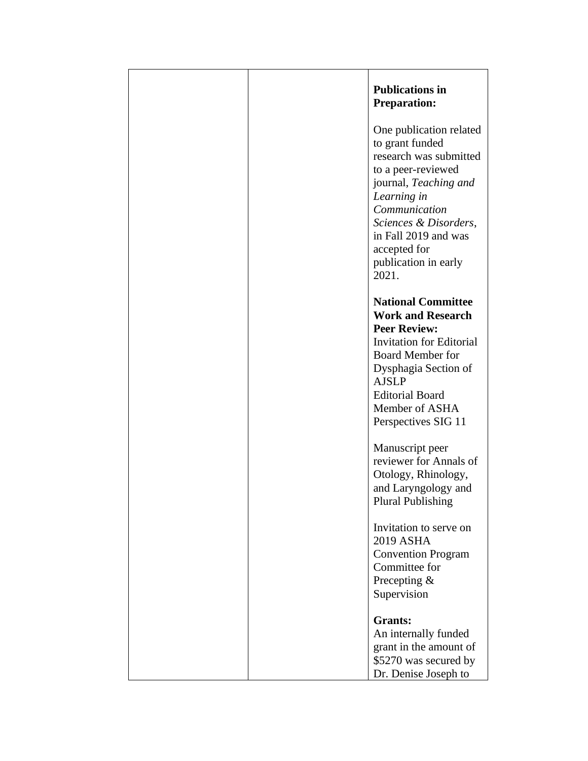|  |  | **Publications in Preparation:**<br><br>One publication related to grant funded research was submitted to a peer-reviewed journal, *Teaching and Learning in Communication Sciences & Disorders*, in Fall 2019 and was accepted for publication in early 2021.<br><br>**National Committee Work and Research Peer Review:**<br>Invitation for Editorial Board Member for Dysphagia Section of AJSLP<br>Editorial Board Member of ASHA Perspectives SIG 11<br><br>Manuscript peer reviewer for Annals of Otology, Rhinology, and Laryngology and Plural Publishing<br><br>Invitation to serve on 2019 ASHA Convention Program Committee for Precepting & Supervision<br><br>**Grants:**<br>An internally funded grant in the amount of $5270 was secured by Dr. Denise Joseph to |
|---|---|---|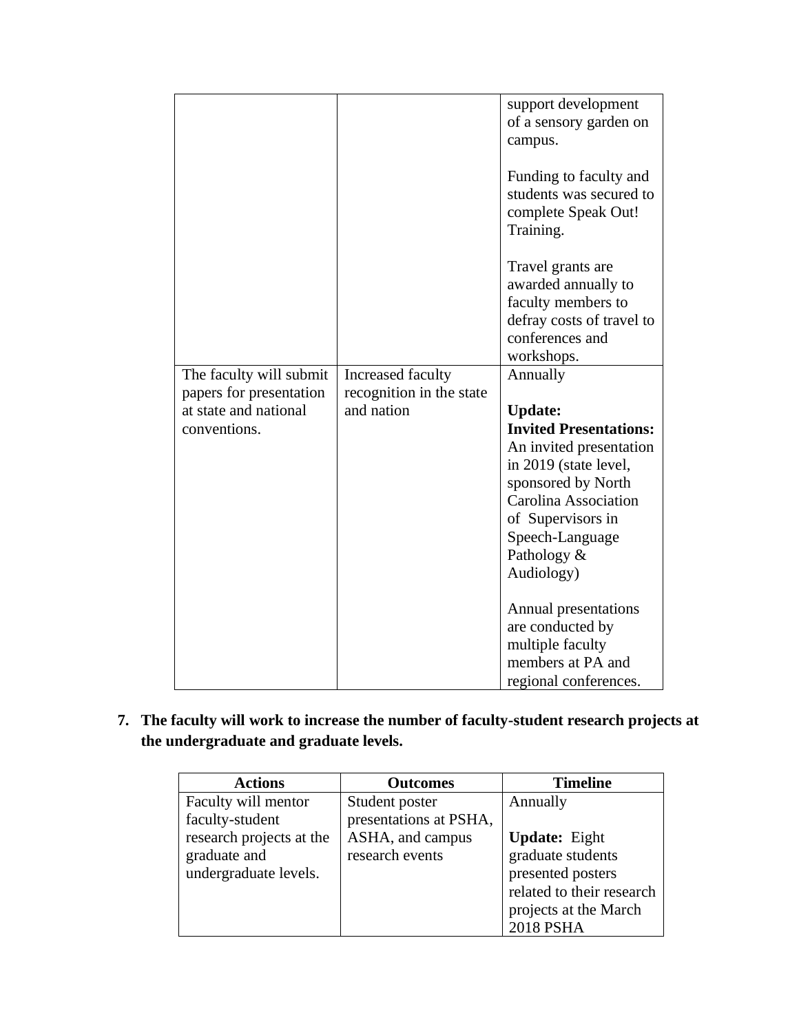| | | |
|---|---|---|
| | | support development of a sensory garden on campus.<br><br>Funding to faculty and students was secured to complete Speak Out! Training.<br><br>Travel grants are awarded annually to faculty members to defray costs of travel to conferences and workshops. |
| The faculty will submit papers for presentation at state and national conventions. | Increased faculty recognition in the state and nation | Annually<br><br>**Update:**<br>**Invited Presentations:** An invited presentation in 2019 (state level, sponsored by North Carolina Association of Supervisors in Speech-Language Pathology & Audiology)<br><br>Annual presentations are conducted by multiple faculty members at PA and regional conferences. |

7. **The faculty will work to increase the number of faculty-student research projects at the undergraduate and graduate levels.**

| Actions | Outcomes | Timeline |
|---|---|---|
| Faculty will mentor faculty-student research projects at the graduate and undergraduate levels. | Student poster presentations at PSHA, ASHA, and campus research events | Annually<br><br>**Update:** Eight graduate students presented posters related to their research projects at the March 2018 PSHA |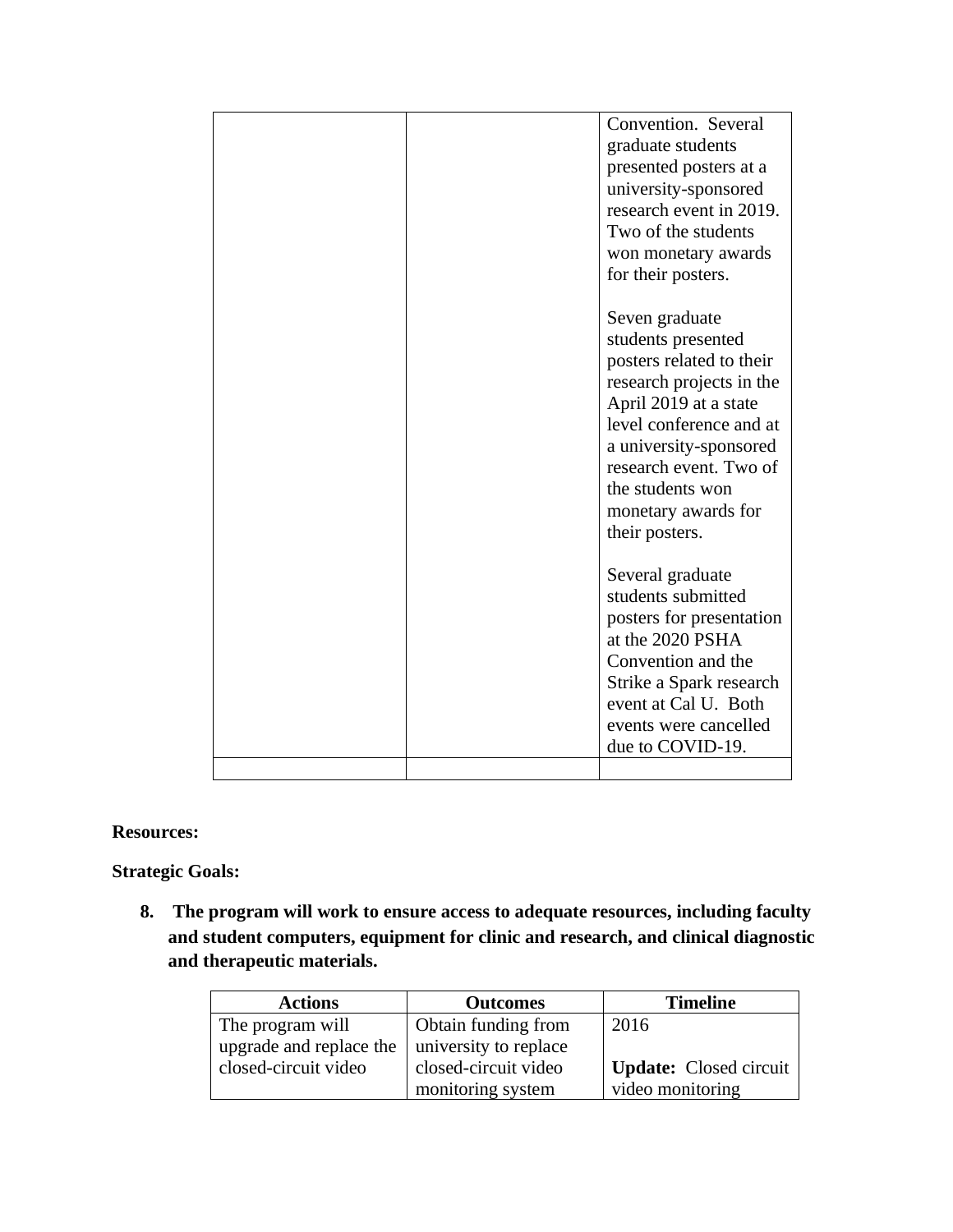| | | |
|---|---|---|
| | | Convention. Several graduate students presented posters at a university-sponsored research event in 2019. Two of the students won monetary awards for their posters.<br><br>Seven graduate students presented posters related to their research projects in the April 2019 at a state level conference and at a university-sponsored research event. Two of the students won monetary awards for their posters.<br><br>Several graduate students submitted posters for presentation at the 2020 PSHA Convention and the Strike a Spark research event at Cal U. Both events were cancelled due to COVID-19. |
| | | |

**Resources:**

**Strategic Goals:**

8. **The program will work to ensure access to adequate resources, including faculty and student computers, equipment for clinic and research, and clinical diagnostic and therapeutic materials.**

| Actions | Outcomes | Timeline |
|---|---|---|
| The program will upgrade and replace the closed-circuit video | Obtain funding from university to replace closed-circuit video monitoring system | 2016<br><br>**Update:** Closed circuit video monitoring |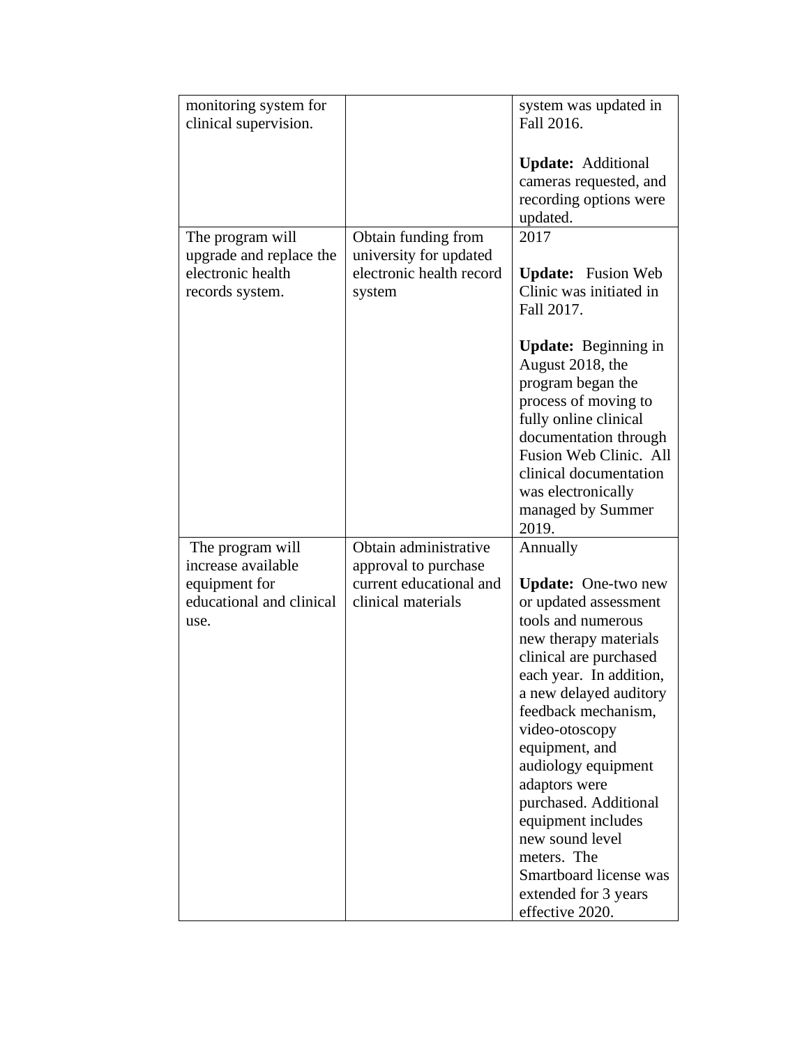| | | |
|---|---|---|
| monitoring system for clinical supervision. | | system was updated in Fall 2016.<br><br>**Update:** Additional cameras requested, and recording options were updated. |
| The program will upgrade and replace the electronic health records system. | Obtain funding from university for updated electronic health record system | 2017<br><br>**Update:** Fusion Web Clinic was initiated in Fall 2017.<br><br>**Update:** Beginning in August 2018, the program began the process of moving to fully online clinical documentation through Fusion Web Clinic. All clinical documentation was electronically managed by Summer 2019. |
| The program will increase available equipment for educational and clinical use. | Obtain administrative approval to purchase current educational and clinical materials | Annually<br><br>**Update:** One-two new or updated assessment tools and numerous new therapy materials clinical are purchased each year. In addition, a new delayed auditory feedback mechanism, video-otoscopy equipment, and audiology equipment adaptors were purchased. Additional equipment includes new sound level meters. The Smartboard license was extended for 3 years effective 2020. |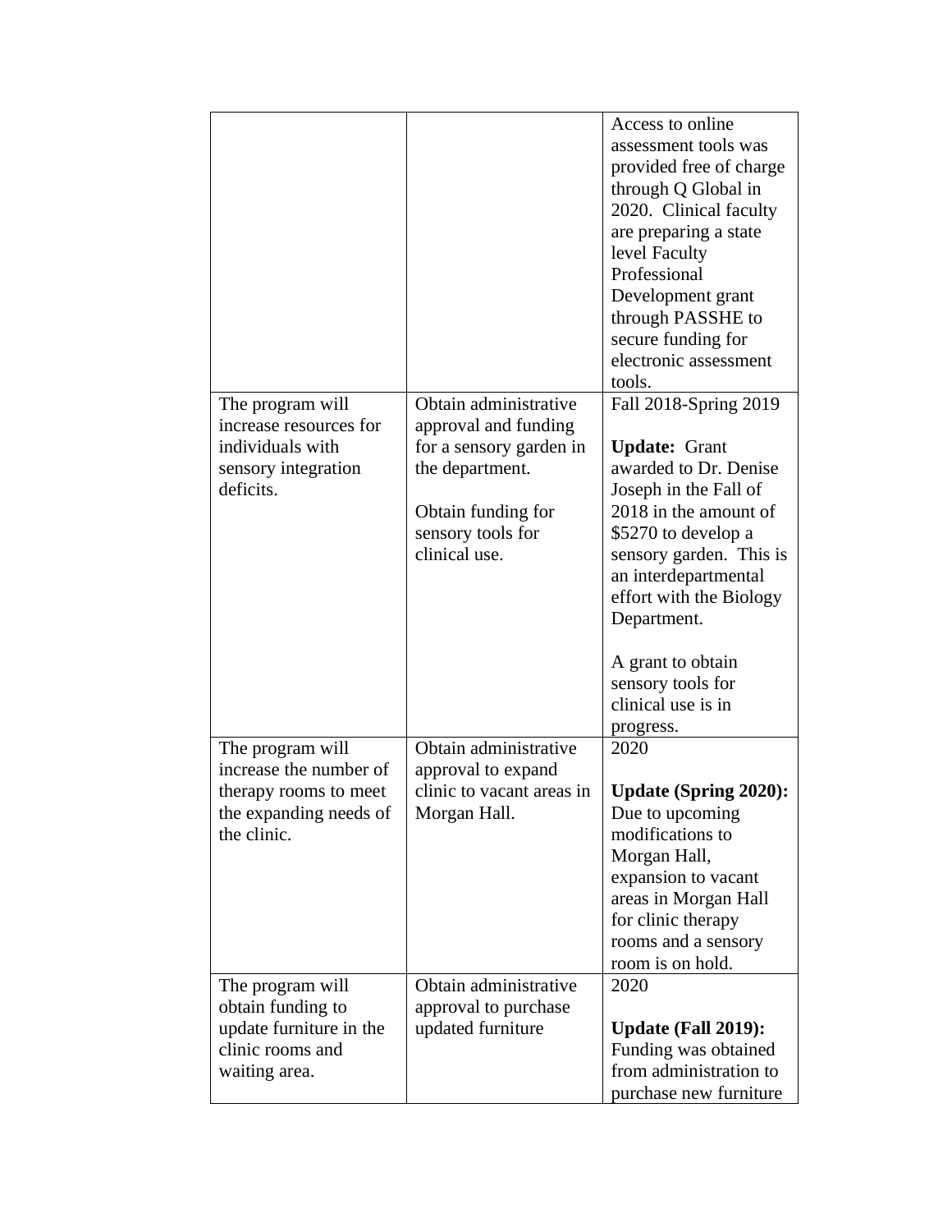| | | |
|---|---|---|
| | | Access to online assessment tools was provided free of charge through Q Global in 2020. Clinical faculty are preparing a state level Faculty Professional Development grant through PASSHE to secure funding for electronic assessment tools. |
| The program will increase resources for individuals with sensory integration deficits. | Obtain administrative approval and funding for a sensory garden in the department.<br><br>Obtain funding for sensory tools for clinical use. | Fall 2018-Spring 2019<br><br>**Update:** Grant awarded to Dr. Denise Joseph in the Fall of 2018 in the amount of $5270 to develop a sensory garden. This is an interdepartmental effort with the Biology Department.<br><br>A grant to obtain sensory tools for clinical use is in progress. |
| The program will increase the number of therapy rooms to meet the expanding needs of the clinic. | Obtain administrative approval to expand clinic to vacant areas in Morgan Hall. | 2020<br><br>**Update (Spring 2020):** Due to upcoming modifications to Morgan Hall, expansion to vacant areas in Morgan Hall for clinic therapy rooms and a sensory room is on hold. |
| The program will obtain funding to update furniture in the clinic rooms and waiting area. | Obtain administrative approval to purchase updated furniture | 2020<br><br>**Update (Fall 2019):** Funding was obtained from administration to purchase new furniture |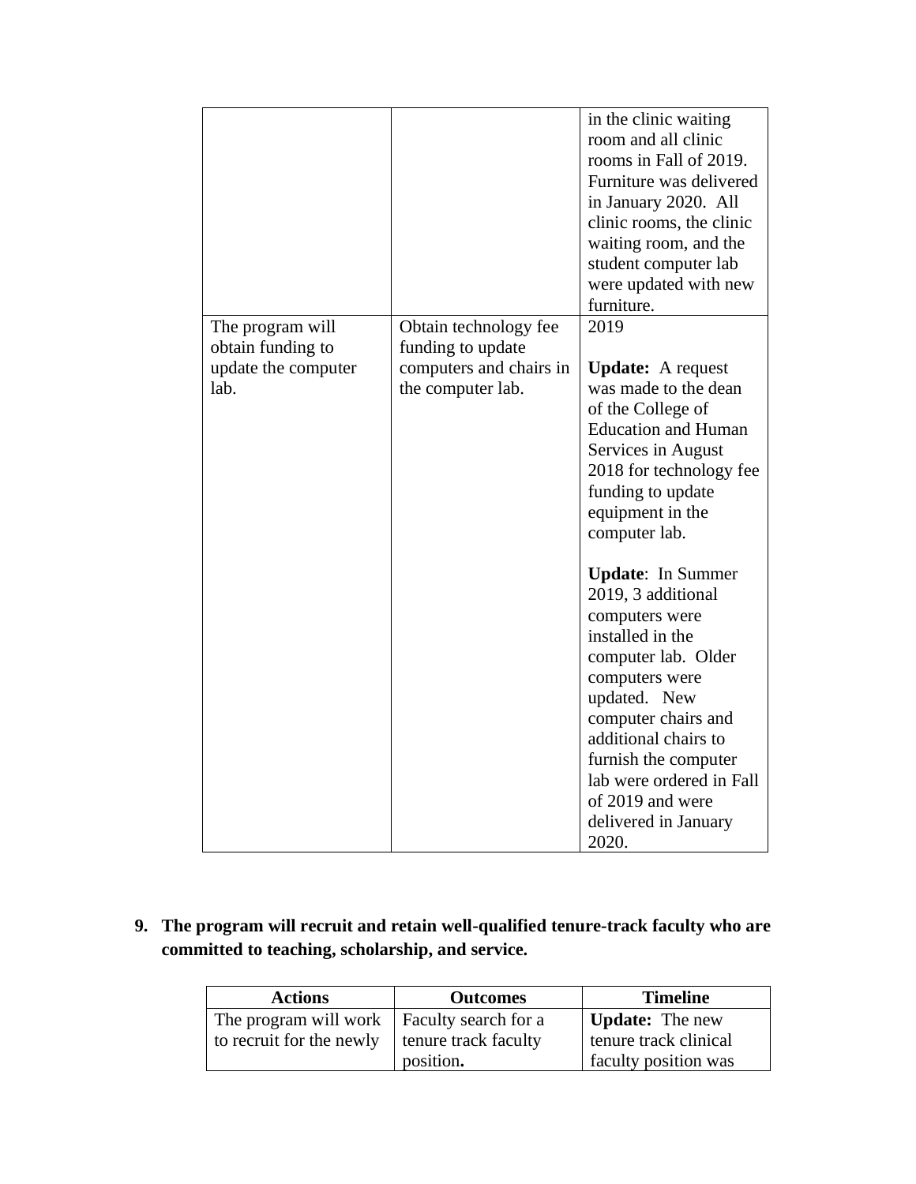| | | |
|---|---|---|
| | | in the clinic waiting room and all clinic rooms in Fall of 2019. Furniture was delivered in January 2020. All clinic rooms, the clinic waiting room, and the student computer lab were updated with new furniture. |
| The program will obtain funding to update the computer lab. | Obtain technology fee funding to update computers and chairs in the computer lab. | 2019<br><br>**Update:** A request was made to the dean of the College of Education and Human Services in August 2018 for technology fee funding to update equipment in the computer lab.<br><br>**Update**: In Summer 2019, 3 additional computers were installed in the computer lab. Older computers were updated. New computer chairs and additional chairs to furnish the computer lab were ordered in Fall of 2019 and were delivered in January 2020. |

9. **The program will recruit and retain well-qualified tenure-track faculty who are committed to teaching, scholarship, and service.**

| Actions | Outcomes | Timeline |
|---|---|---|
| The program will work to recruit for the newly | Faculty search for a tenure track faculty position**.** | **Update:** The new tenure track clinical faculty position was |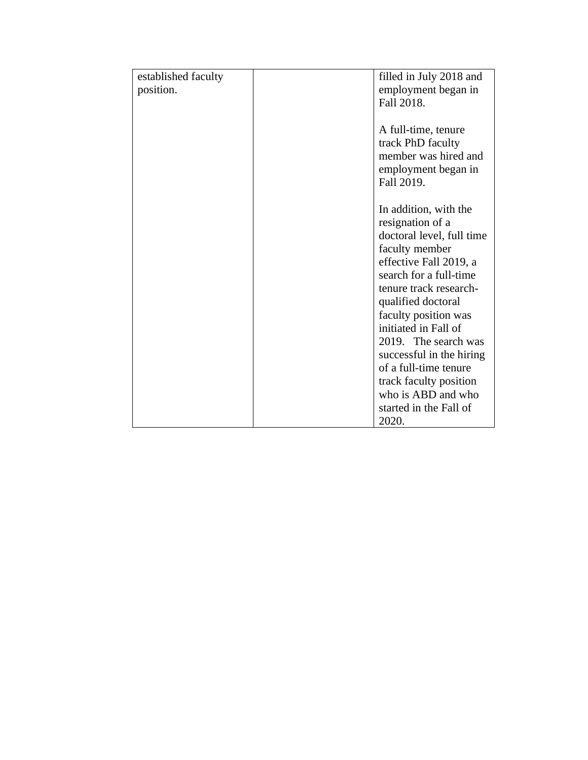| | | |
| --- | --- | --- |
| established faculty position. | | filled in July 2018 and employment began in Fall 2018.<br><br>A full-time, tenure track PhD faculty member was hired and employment began in Fall 2019.<br><br>In addition, with the resignation of a doctoral level, full time faculty member effective Fall 2019, a search for a full-time tenure track research-qualified doctoral faculty position was initiated in Fall of 2019. The search was successful in the hiring of a full-time tenure track faculty position who is ABD and who started in the Fall of 2020. |